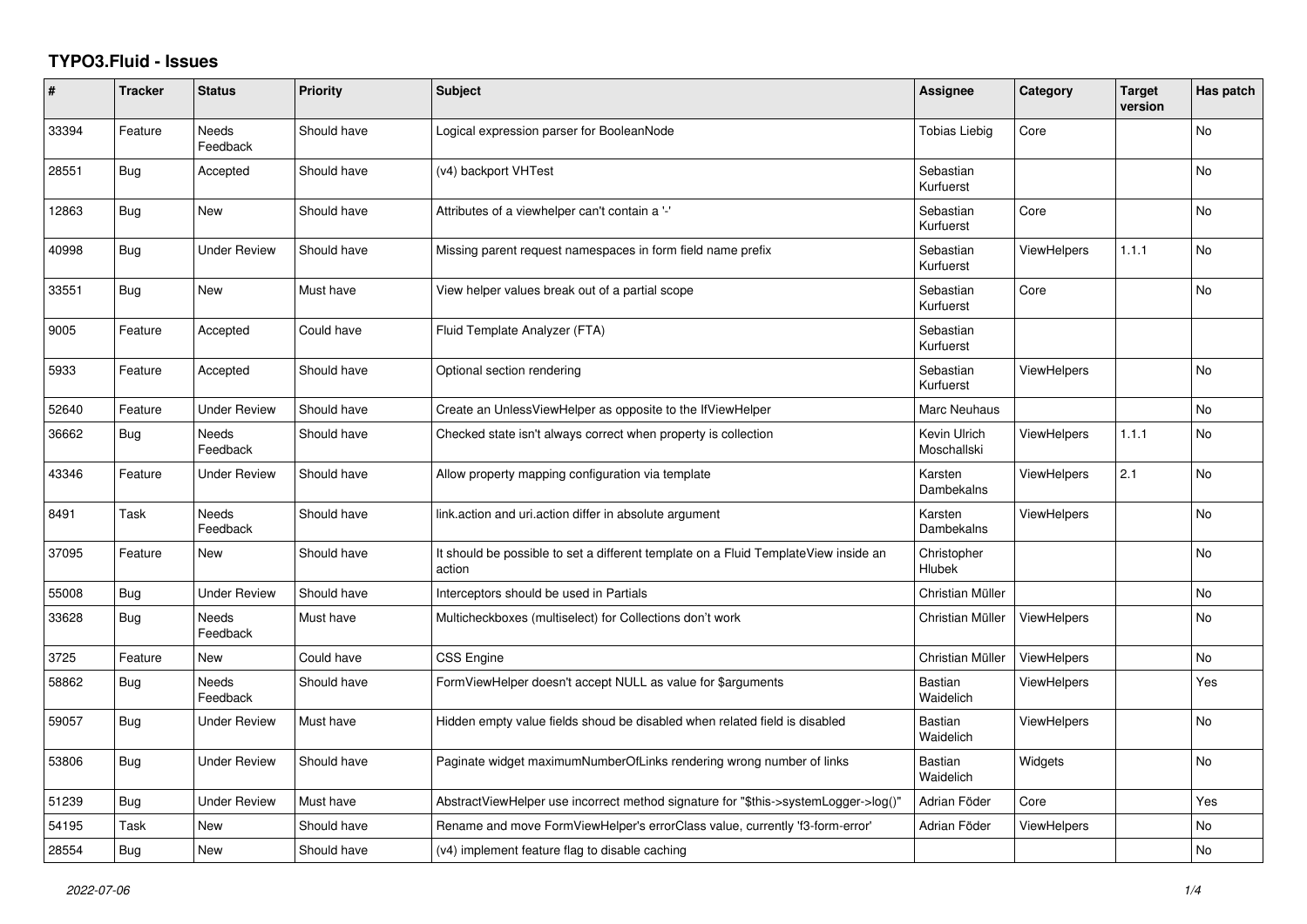# TYPO3.Fluid - Issues

| # | Tracker | Status | Priority | Subject | Assignee | Category | Target version | Has patch |
|---|---|---|---|---|---|---|---|---|
| 33394 | Feature | Needs Feedback | Should have | Logical expression parser for BooleanNode | Tobias Liebig | Core | | No |
| 28551 | Bug | Accepted | Should have | (v4) backport VHTest | Sebastian Kurfuerst | | | No |
| 12863 | Bug | New | Should have | Attributes of a viewhelper can't contain a '-' | Sebastian Kurfuerst | Core | | No |
| 40998 | Bug | Under Review | Should have | Missing parent request namespaces in form field name prefix | Sebastian Kurfuerst | ViewHelpers | 1.1.1 | No |
| 33551 | Bug | New | Must have | View helper values break out of a partial scope | Sebastian Kurfuerst | Core | | No |
| 9005 | Feature | Accepted | Could have | Fluid Template Analyzer (FTA) | Sebastian Kurfuerst | | | |
| 5933 | Feature | Accepted | Should have | Optional section rendering | Sebastian Kurfuerst | ViewHelpers | | No |
| 52640 | Feature | Under Review | Should have | Create an UnlessViewHelper as opposite to the IfViewHelper | Marc Neuhaus | | | No |
| 36662 | Bug | Needs Feedback | Should have | Checked state isn't always correct when property is collection | Kevin Ulrich Moschallski | ViewHelpers | 1.1.1 | No |
| 43346 | Feature | Under Review | Should have | Allow property mapping configuration via template | Karsten Dambekalns | ViewHelpers | 2.1 | No |
| 8491 | Task | Needs Feedback | Should have | link.action and uri.action differ in absolute argument | Karsten Dambekalns | ViewHelpers | | No |
| 37095 | Feature | New | Should have | It should be possible to set a different template on a Fluid TemplateView inside an action | Christopher Hlubek | | | No |
| 55008 | Bug | Under Review | Should have | Interceptors should be used in Partials | Christian Müller | | | No |
| 33628 | Bug | Needs Feedback | Must have | Multicheckboxes (multiselect) for Collections don't work | Christian Müller | ViewHelpers | | No |
| 3725 | Feature | New | Could have | CSS Engine | Christian Müller | ViewHelpers | | No |
| 58862 | Bug | Needs Feedback | Should have | FormViewHelper doesn't accept NULL as value for $arguments | Bastian Waidelich | ViewHelpers | | Yes |
| 59057 | Bug | Under Review | Must have | Hidden empty value fields shoud be disabled when related field is disabled | Bastian Waidelich | ViewHelpers | | No |
| 53806 | Bug | Under Review | Should have | Paginate widget maximumNumberOfLinks rendering wrong number of links | Bastian Waidelich | Widgets | | No |
| 51239 | Bug | Under Review | Must have | AbstractViewHelper use incorrect method signature for "$this->systemLogger->log()" | Adrian Föder | Core | | Yes |
| 54195 | Task | New | Should have | Rename and move FormViewHelper's errorClass value, currently 'f3-form-error' | Adrian Föder | ViewHelpers | | No |
| 28554 | Bug | New | Should have | (v4) implement feature flag to disable caching | | | | No |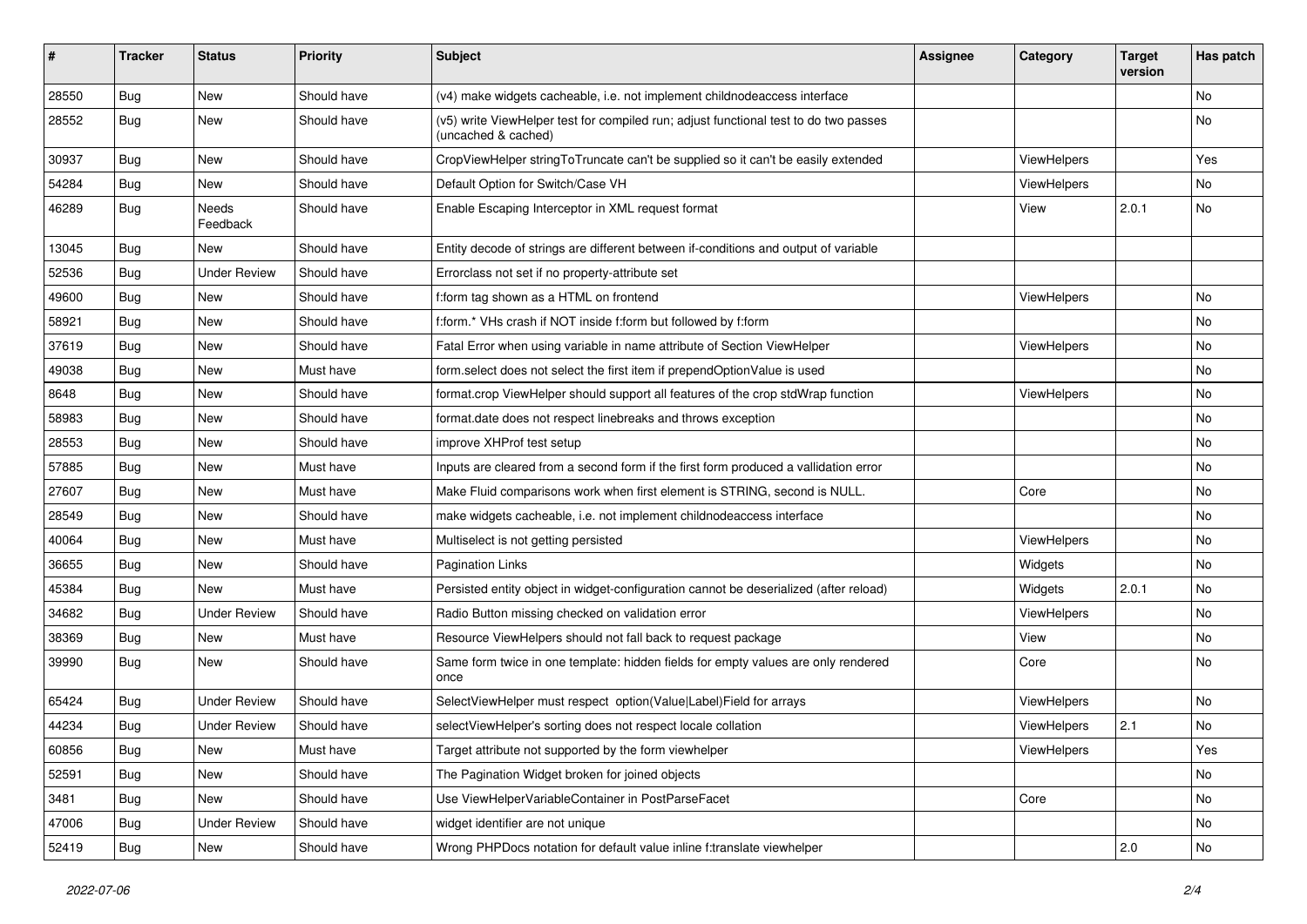| # | Tracker | Status | Priority | Subject | Assignee | Category | Target version | Has patch |
|---|---|---|---|---|---|---|---|---|
| 28550 | Bug | New | Should have | (v4) make widgets cacheable, i.e. not implement childnodeaccess interface | | | | No |
| 28552 | Bug | New | Should have | (v5) write ViewHelper test for compiled run; adjust functional test to do two passes (uncached & cached) | | | | No |
| 30937 | Bug | New | Should have | CropViewHelper stringToTruncate can't be supplied so it can't be easily extended | | ViewHelpers | | Yes |
| 54284 | Bug | New | Should have | Default Option for Switch/Case VH | | ViewHelpers | | No |
| 46289 | Bug | Needs Feedback | Should have | Enable Escaping Interceptor in XML request format | | View | 2.0.1 | No |
| 13045 | Bug | New | Should have | Entity decode of strings are different between if-conditions and output of variable | | | | |
| 52536 | Bug | Under Review | Should have | Errorclass not set if no property-attribute set | | | | |
| 49600 | Bug | New | Should have | f:form tag shown as a HTML on frontend | | ViewHelpers | | No |
| 58921 | Bug | New | Should have | f:form.* VHs crash if NOT inside f:form but followed by f:form | | | | No |
| 37619 | Bug | New | Should have | Fatal Error when using variable in name attribute of Section ViewHelper | | ViewHelpers | | No |
| 49038 | Bug | New | Must have | form.select does not select the first item if prependOptionValue is used | | | | No |
| 8648 | Bug | New | Should have | format.crop ViewHelper should support all features of the crop stdWrap function | | ViewHelpers | | No |
| 58983 | Bug | New | Should have | format.date does not respect linebreaks and throws exception | | | | No |
| 28553 | Bug | New | Should have | improve XHProf test setup | | | | No |
| 57885 | Bug | New | Must have | Inputs are cleared from a second form if the first form produced a vallidation error | | | | No |
| 27607 | Bug | New | Must have | Make Fluid comparisons work when first element is STRING, second is NULL. | | Core | | No |
| 28549 | Bug | New | Should have | make widgets cacheable, i.e. not implement childnodeaccess interface | | | | No |
| 40064 | Bug | New | Must have | Multiselect is not getting persisted | | ViewHelpers | | No |
| 36655 | Bug | New | Should have | Pagination Links | | Widgets | | No |
| 45384 | Bug | New | Must have | Persisted entity object in widget-configuration cannot be deserialized (after reload) | | Widgets | 2.0.1 | No |
| 34682 | Bug | Under Review | Should have | Radio Button missing checked on validation error | | ViewHelpers | | No |
| 38369 | Bug | New | Must have | Resource ViewHelpers should not fall back to request package | | View | | No |
| 39990 | Bug | New | Should have | Same form twice in one template: hidden fields for empty values are only rendered once | | Core | | No |
| 65424 | Bug | Under Review | Should have | SelectViewHelper must respect option(Value\|Label)Field for arrays | | ViewHelpers | | No |
| 44234 | Bug | Under Review | Should have | selectViewHelper's sorting does not respect locale collation | | ViewHelpers | 2.1 | No |
| 60856 | Bug | New | Must have | Target attribute not supported by the form viewhelper | | ViewHelpers | | Yes |
| 52591 | Bug | New | Should have | The Pagination Widget broken for joined objects | | | | No |
| 3481 | Bug | New | Should have | Use ViewHelperVariableContainer in PostParseFacet | | Core | | No |
| 47006 | Bug | Under Review | Should have | widget identifier are not unique | | | | No |
| 52419 | Bug | New | Should have | Wrong PHPDocs notation for default value inline f:translate viewhelper | | | 2.0 | No |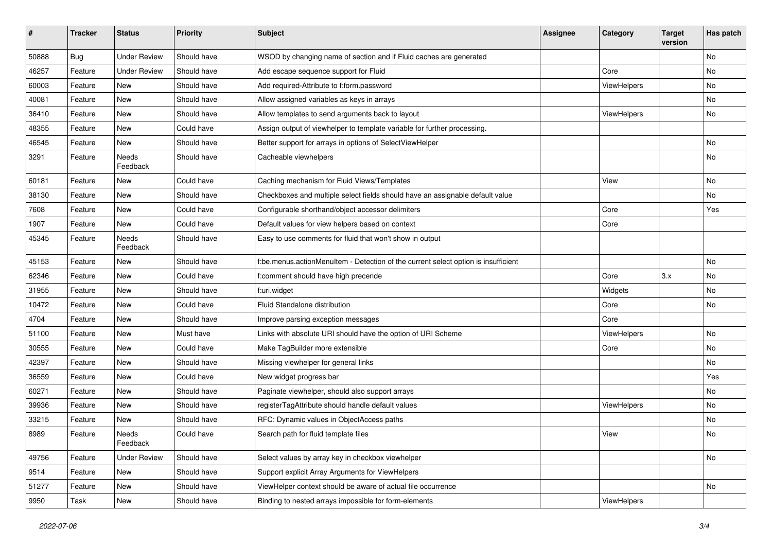| # | Tracker | Status | Priority | Subject | Assignee | Category | Target version | Has patch |
|---|---|---|---|---|---|---|---|---|
| 50888 | Bug | Under Review | Should have | WSOD by changing name of section and if Fluid caches are generated | | | | No |
| 46257 | Feature | Under Review | Should have | Add escape sequence support for Fluid | | Core | | No |
| 60003 | Feature | New | Should have | Add required-Attribute to f:form.password | | ViewHelpers | | No |
| 40081 | Feature | New | Should have | Allow assigned variables as keys in arrays | | | | No |
| 36410 | Feature | New | Should have | Allow templates to send arguments back to layout | | ViewHelpers | | No |
| 48355 | Feature | New | Could have | Assign output of viewhelper to template variable for further processing. | | | | |
| 46545 | Feature | New | Should have | Better support for arrays in options of SelectViewHelper | | | | No |
| 3291 | Feature | Needs Feedback | Should have | Cacheable viewhelpers | | | | No |
| 60181 | Feature | New | Could have | Caching mechanism for Fluid Views/Templates | | View | | No |
| 38130 | Feature | New | Should have | Checkboxes and multiple select fields should have an assignable default value | | | | No |
| 7608 | Feature | New | Could have | Configurable shorthand/object accessor delimiters | | Core | | Yes |
| 1907 | Feature | New | Could have | Default values for view helpers based on context | | Core | | |
| 45345 | Feature | Needs Feedback | Should have | Easy to use comments for fluid that won't show in output | | | | |
| 45153 | Feature | New | Should have | f:be.menus.actionMenuItem - Detection of the current select option is insufficient | | | | No |
| 62346 | Feature | New | Could have | f:comment should have high precende | | Core | 3.x | No |
| 31955 | Feature | New | Should have | f:uri.widget | | Widgets | | No |
| 10472 | Feature | New | Could have | Fluid Standalone distribution | | Core | | No |
| 4704 | Feature | New | Should have | Improve parsing exception messages | | Core | | |
| 51100 | Feature | New | Must have | Links with absolute URI should have the option of URI Scheme | | ViewHelpers | | No |
| 30555 | Feature | New | Could have | Make TagBuilder more extensible | | Core | | No |
| 42397 | Feature | New | Should have | Missing viewhelper for general links | | | | No |
| 36559 | Feature | New | Could have | New widget progress bar | | | | Yes |
| 60271 | Feature | New | Should have | Paginate viewhelper, should also support arrays | | | | No |
| 39936 | Feature | New | Should have | registerTagAttribute should handle default values | | ViewHelpers | | No |
| 33215 | Feature | New | Should have | RFC: Dynamic values in ObjectAccess paths | | | | No |
| 8989 | Feature | Needs Feedback | Could have | Search path for fluid template files | | View | | No |
| 49756 | Feature | Under Review | Should have | Select values by array key in checkbox viewhelper | | | | No |
| 9514 | Feature | New | Should have | Support explicit Array Arguments for ViewHelpers | | | | |
| 51277 | Feature | New | Should have | ViewHelper context should be aware of actual file occurrence | | | | No |
| 9950 | Task | New | Should have | Binding to nested arrays impossible for form-elements | | ViewHelpers | | |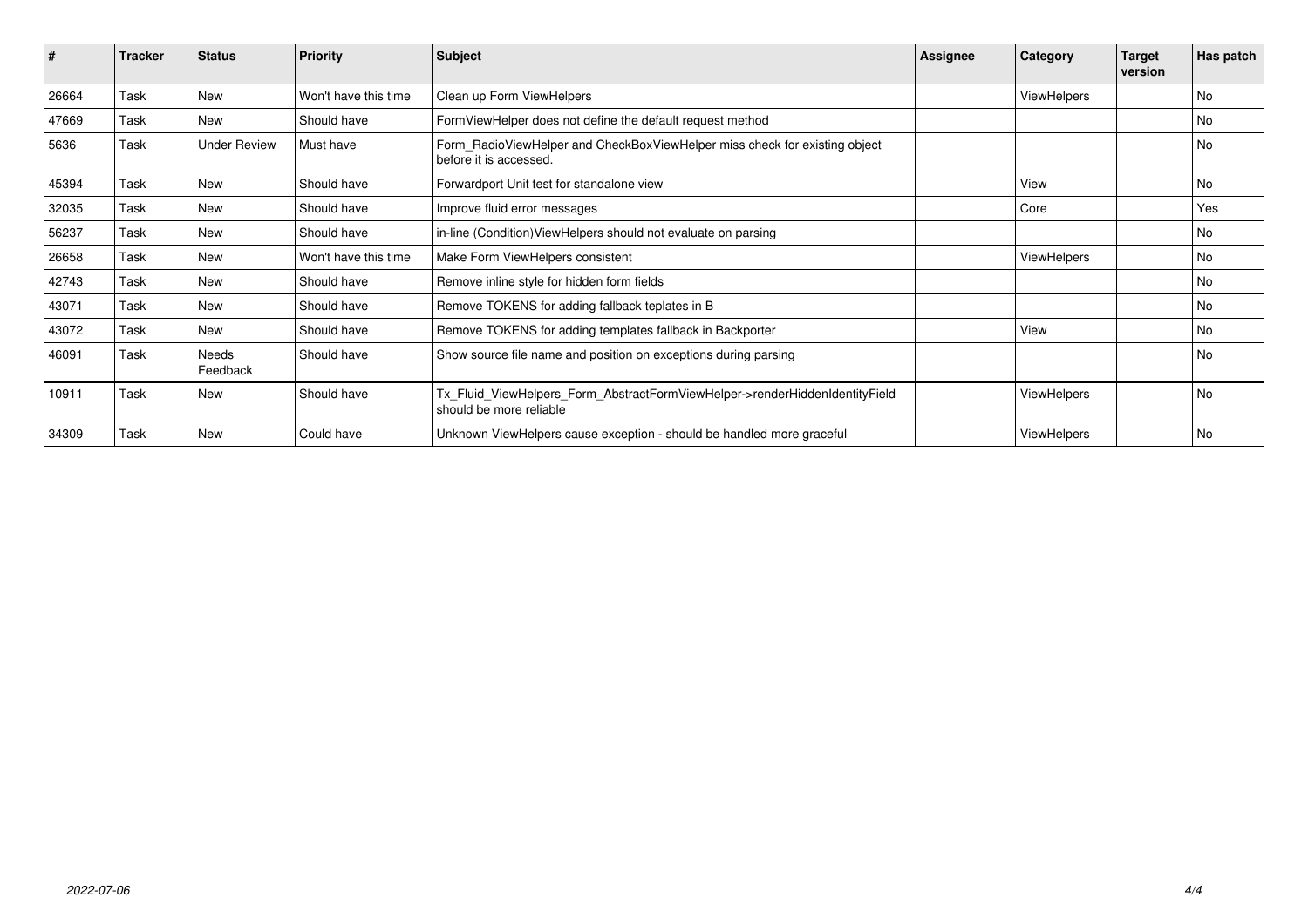| # | Tracker | Status | Priority | Subject | Assignee | Category | Target version | Has patch |
|---|---|---|---|---|---|---|---|---|
| 26664 | Task | New | Won't have this time | Clean up Form ViewHelpers | | ViewHelpers | | No |
| 47669 | Task | New | Should have | FormViewHelper does not define the default request method | | | | No |
| 5636 | Task | Under Review | Must have | Form_RadioViewHelper and CheckBoxViewHelper miss check for existing object before it is accessed. | | | | No |
| 45394 | Task | New | Should have | Forwardport Unit test for standalone view | | View | | No |
| 32035 | Task | New | Should have | Improve fluid error messages | | Core | | Yes |
| 56237 | Task | New | Should have | in-line (Condition)ViewHelpers should not evaluate on parsing | | | | No |
| 26658 | Task | New | Won't have this time | Make Form ViewHelpers consistent | | ViewHelpers | | No |
| 42743 | Task | New | Should have | Remove inline style for hidden form fields | | | | No |
| 43071 | Task | New | Should have | Remove TOKENS for adding fallback teplates in B | | | | No |
| 43072 | Task | New | Should have | Remove TOKENS for adding templates fallback in Backporter | | View | | No |
| 46091 | Task | Needs Feedback | Should have | Show source file name and position on exceptions during parsing | | | | No |
| 10911 | Task | New | Should have | Tx_Fluid_ViewHelpers_Form_AbstractFormViewHelper->renderHiddenIdentityField should be more reliable | | ViewHelpers | | No |
| 34309 | Task | New | Could have | Unknown ViewHelpers cause exception - should be handled more graceful | | ViewHelpers | | No |

*2022-07-06*